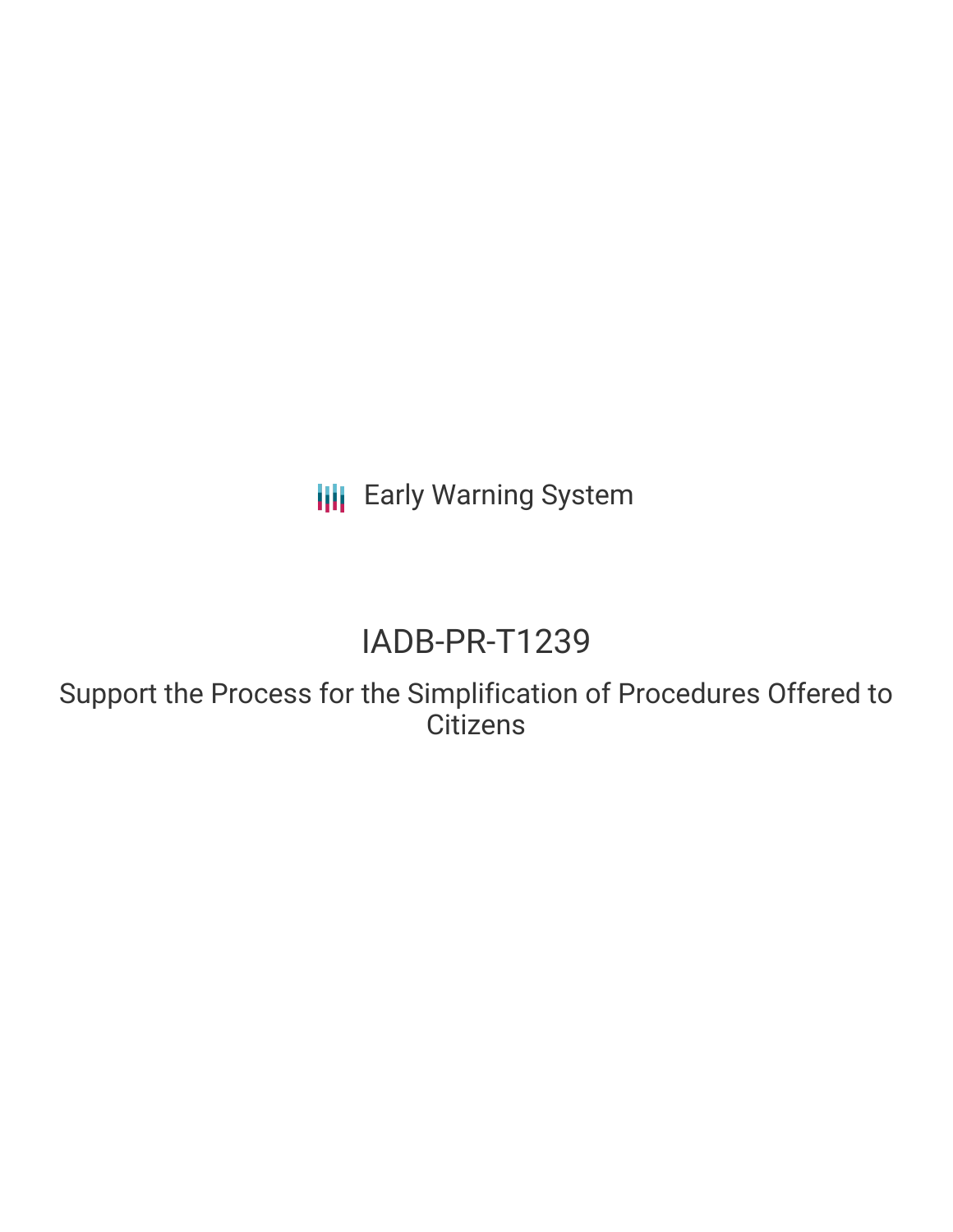Early Warning System

# IADB-PR-T1239

## Support the Process for the Simplification of Procedures Offered to Citizens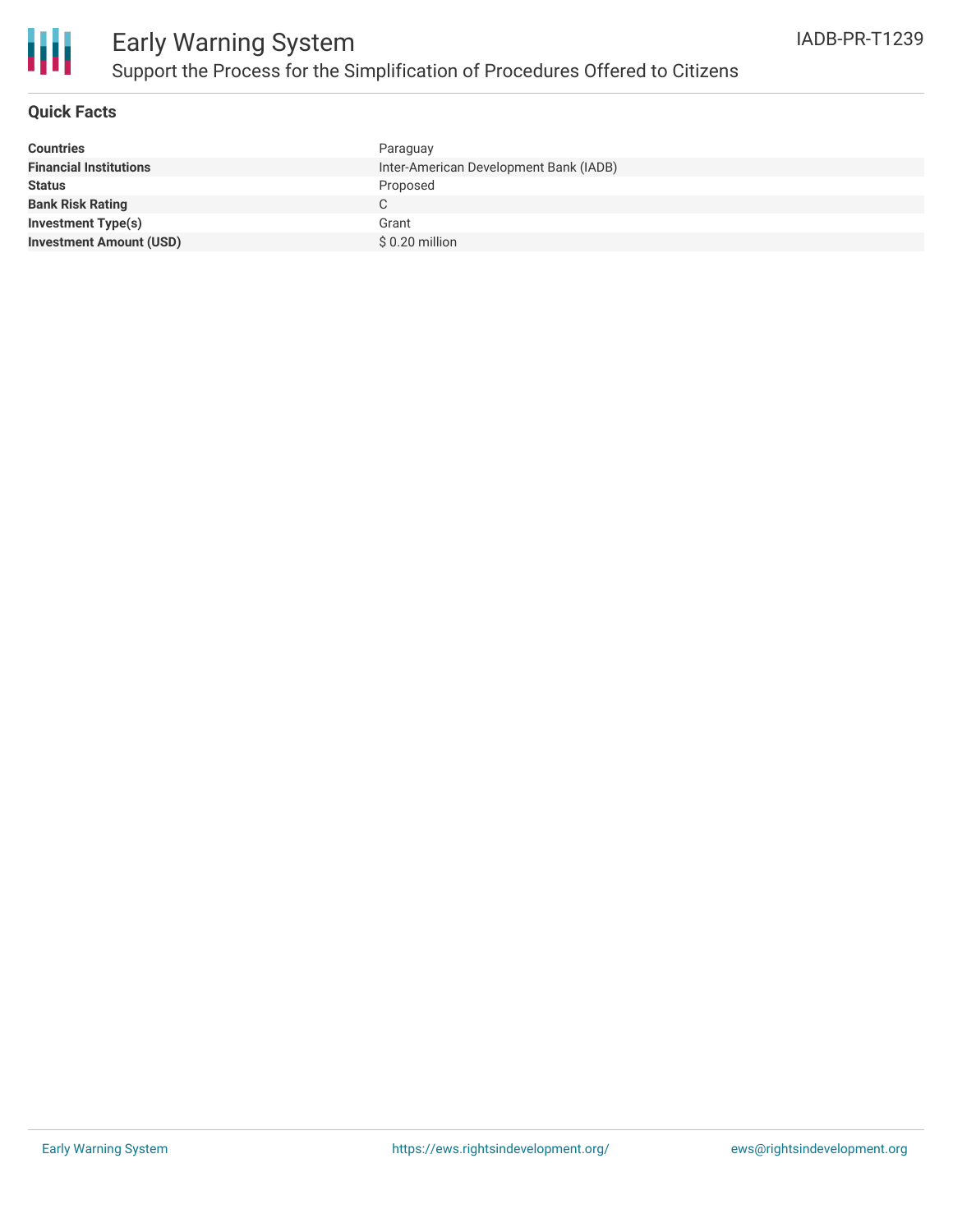# Early Warning System

## Support the Process for the Simplification of Procedures Offered to Citizens

IADB-PR-T1239

### Quick Facts

| | |
|---|---|
| **Countries** | Paraguay |
| **Financial Institutions** | Inter-American Development Bank (IADB) |
| **Status** | Proposed |
| **Bank Risk Rating** | C |
| **Investment Type(s)** | Grant |
| **Investment Amount (USD)** | $ 0.20 million |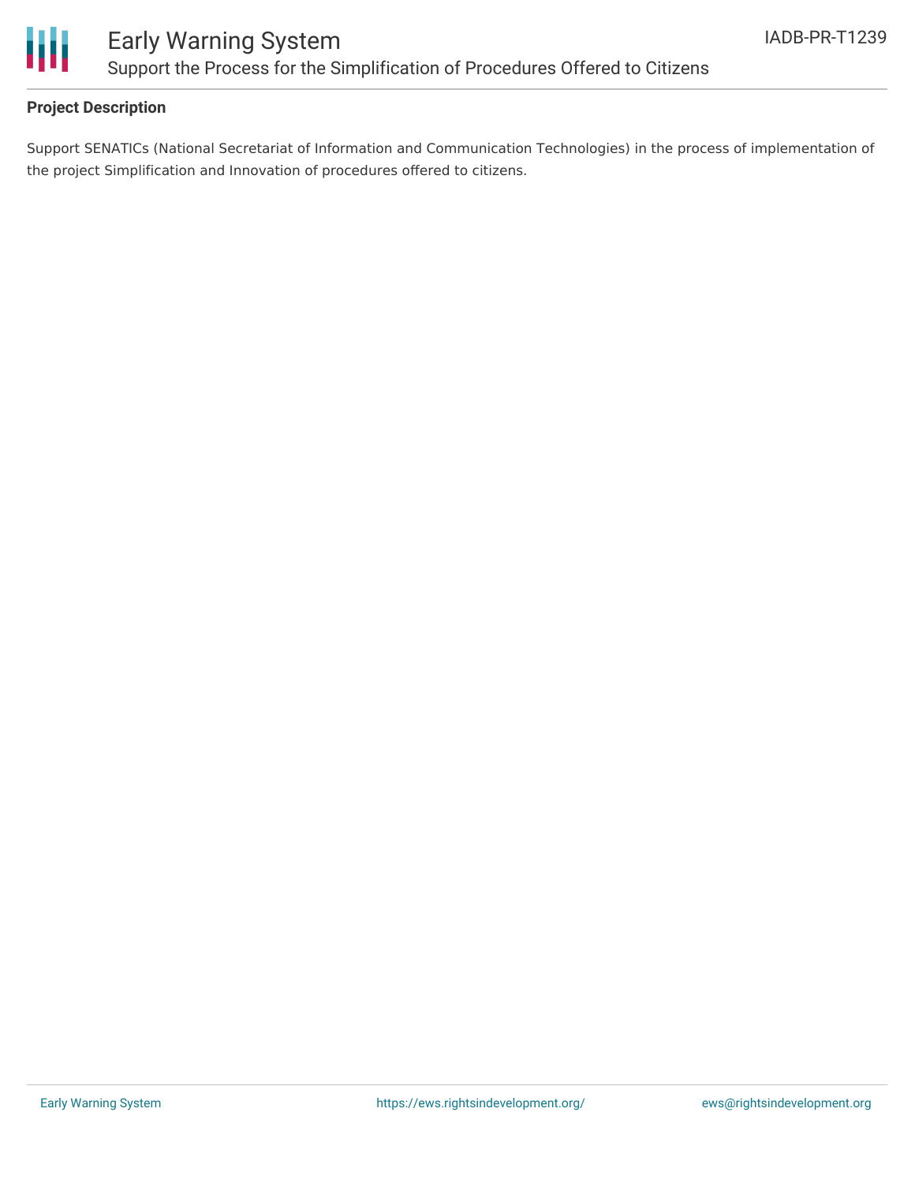### Project Description

Support SENATICs (National Secretariat of Information and Communication Technologies) in the process of implementation of the project Simplification and Innovation of procedures offered to citizens.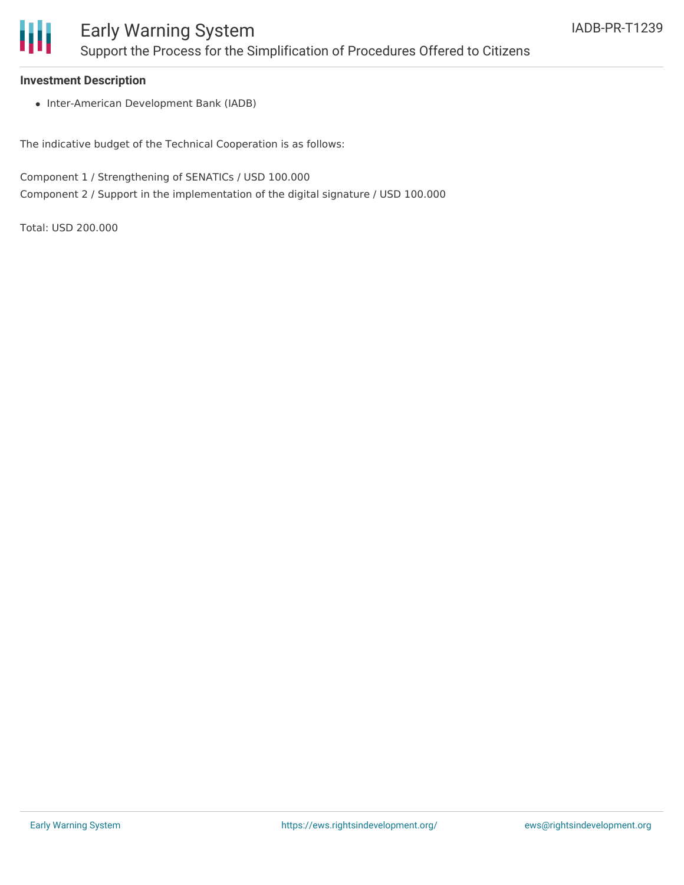## Investment Description

- Inter-American Development Bank (IADB)

The indicative budget of the Technical Cooperation is as follows:

Component 1 / Strengthening of SENATICs / USD 100.000
Component 2 / Support in the implementation of the digital signature / USD 100.000

Total: USD 200.000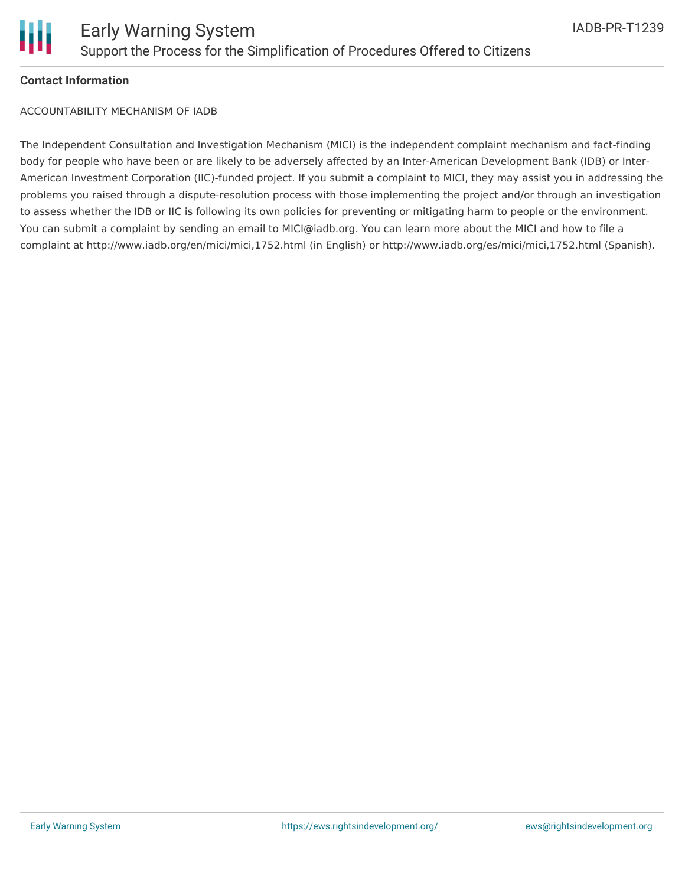**Contact Information**

ACCOUNTABILITY MECHANISM OF IADB

The Independent Consultation and Investigation Mechanism (MICI) is the independent complaint mechanism and fact-finding body for people who have been or are likely to be adversely affected by an Inter-American Development Bank (IDB) or Inter-American Investment Corporation (IIC)-funded project. If you submit a complaint to MICI, they may assist you in addressing the problems you raised through a dispute-resolution process with those implementing the project and/or through an investigation to assess whether the IDB or IIC is following its own policies for preventing or mitigating harm to people or the environment. You can submit a complaint by sending an email to MICI@iadb.org. You can learn more about the MICI and how to file a complaint at http://www.iadb.org/en/mici/mici,1752.html (in English) or http://www.iadb.org/es/mici/mici,1752.html (Spanish).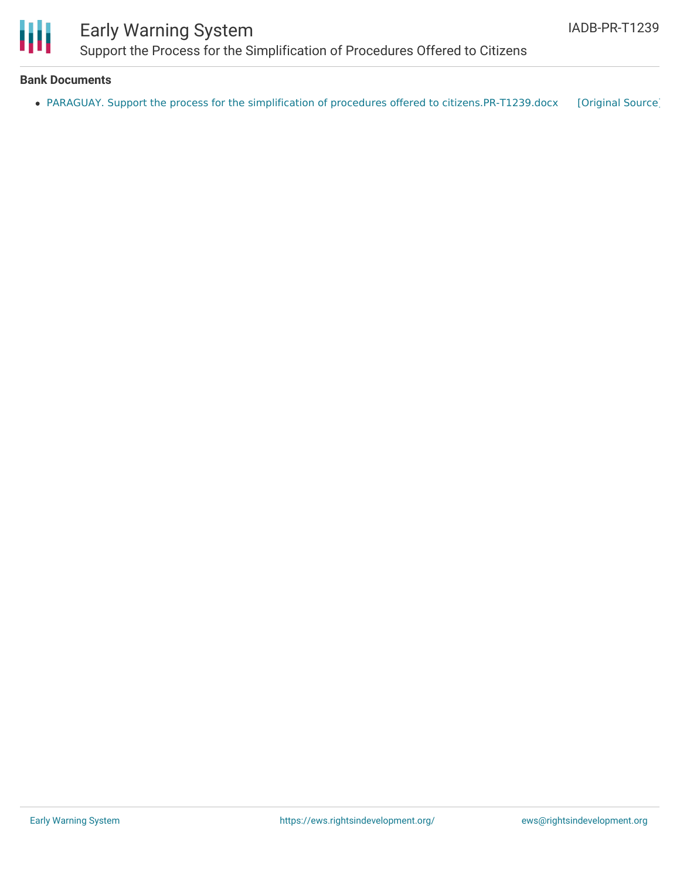**Bank Documents**

- PARAGUAY. Support the process for the simplification of procedures offered to citizens.PR-T1239.docx [Original Source]